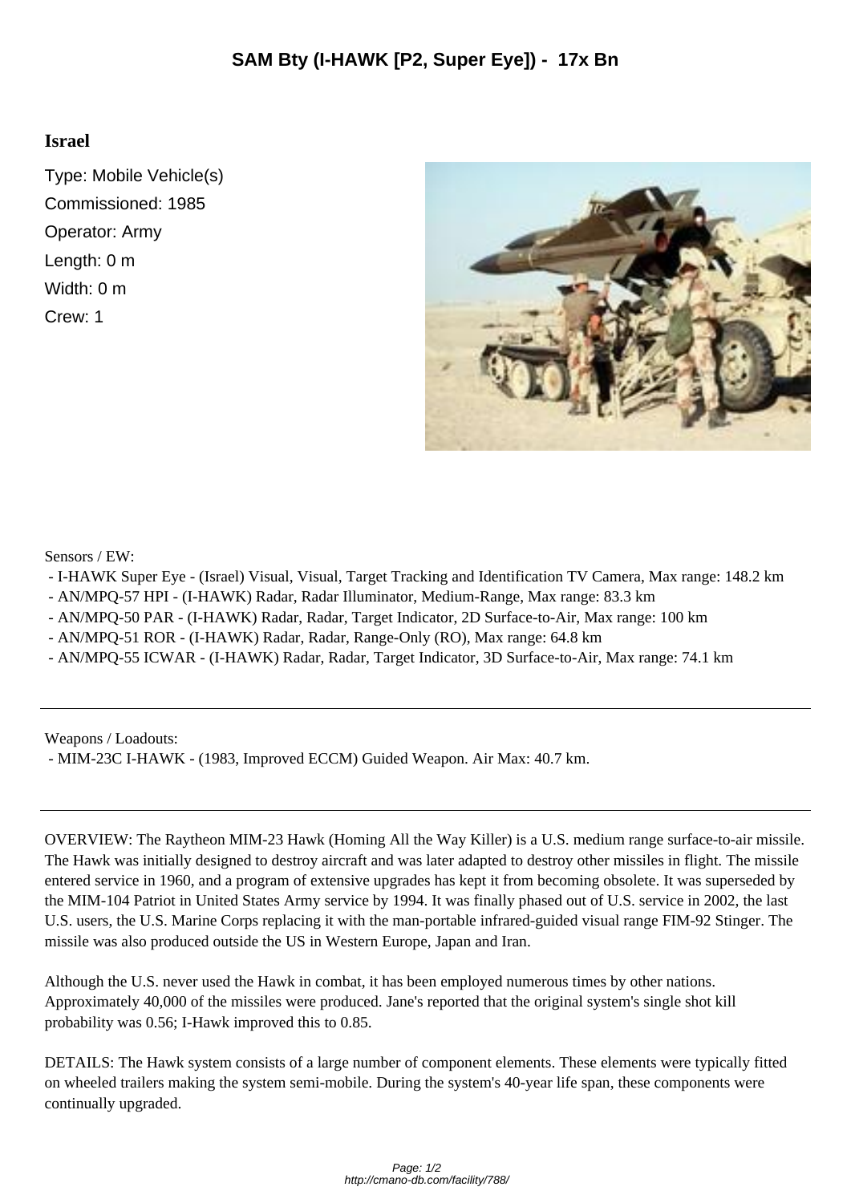# SAM Bty (I-HAWK [P2, Super Eye]) - 17x Bn

## Israel

Type: Mobile Vehicle(s)
Commissioned: 1985
Operator: Army
Length: 0 m
Width: 0 m
Crew: 1

Sensors / EW:

- I-HAWK Super Eye - (Israel) Visual, Visual, Target Tracking and Identification TV Camera, Max range: 148.2 km
- AN/MPQ-57 HPI - (I-HAWK) Radar, Radar Illuminator, Medium-Range, Max range: 83.3 km
- AN/MPQ-50 PAR - (I-HAWK) Radar, Radar, Target Indicator, 2D Surface-to-Air, Max range: 100 km
- AN/MPQ-51 ROR - (I-HAWK) Radar, Radar, Range-Only (RO), Max range: 64.8 km
- AN/MPQ-55 ICWAR - (I-HAWK) Radar, Radar, Target Indicator, 3D Surface-to-Air, Max range: 74.1 km

---

Weapons / Loadouts:

- MIM-23C I-HAWK - (1983, Improved ECCM) Guided Weapon. Air Max: 40.7 km.

---

OVERVIEW: The Raytheon MIM-23 Hawk (Homing All the Way Killer) is a U.S. medium range surface-to-air missile. The Hawk was initially designed to destroy aircraft and was later adapted to destroy other missiles in flight. The missile entered service in 1960, and a program of extensive upgrades has kept it from becoming obsolete. It was superseded by the MIM-104 Patriot in United States Army service by 1994. It was finally phased out of U.S. service in 2002, the last U.S. users, the U.S. Marine Corps replacing it with the man-portable infrared-guided visual range FIM-92 Stinger. The missile was also produced outside the US in Western Europe, Japan and Iran.

Although the U.S. never used the Hawk in combat, it has been employed numerous times by other nations. Approximately 40,000 of the missiles were produced. Jane's reported that the original system's single shot kill probability was 0.56; I-Hawk improved this to 0.85.

DETAILS: The Hawk system consists of a large number of component elements. These elements were typically fitted on wheeled trailers making the system semi-mobile. During the system's 40-year life span, these components were continually upgraded.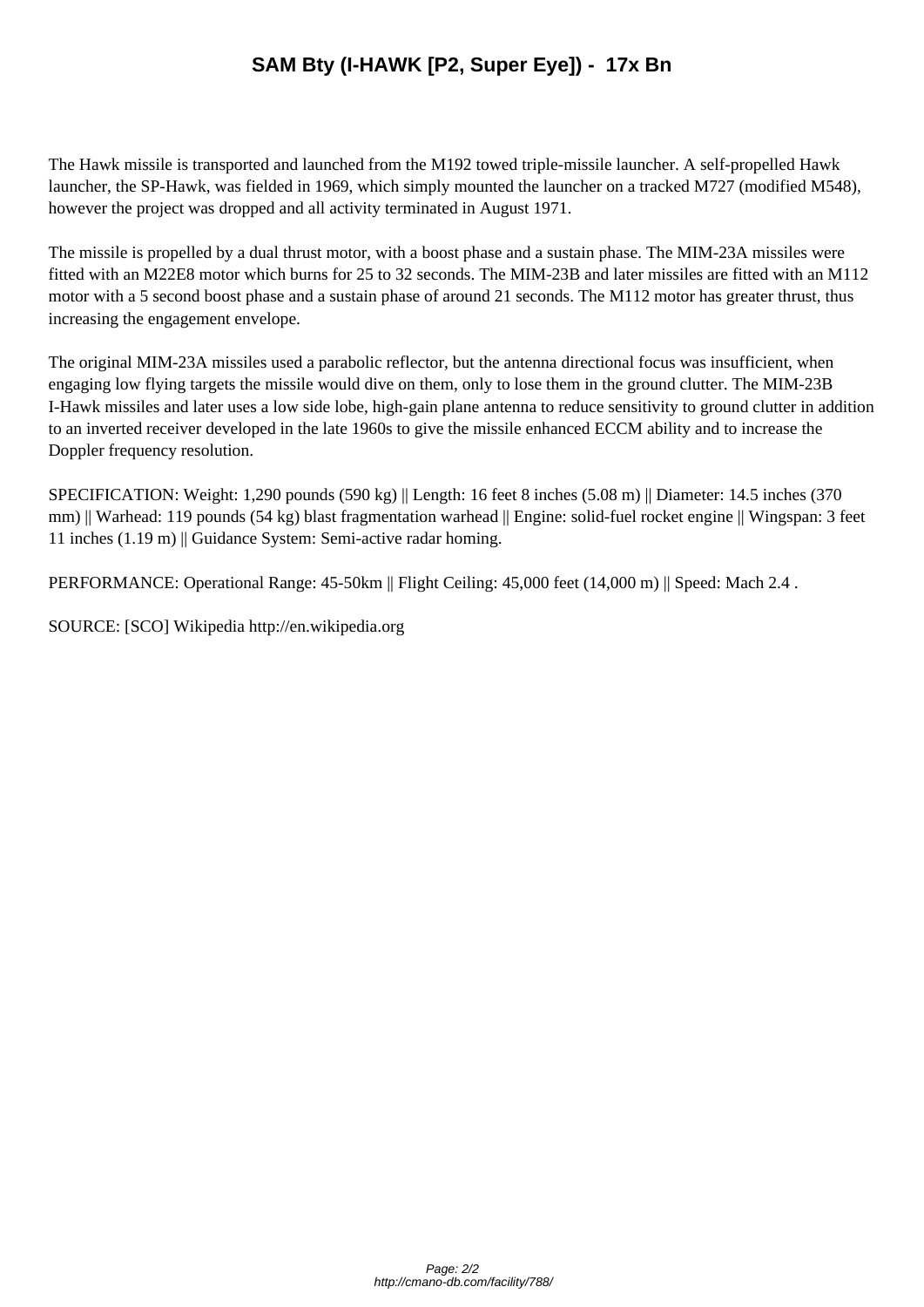# SAM Bty (I-HAWK [P2, Super Eye]) - 17x Bn

The Hawk missile is transported and launched from the M192 towed triple-missile launcher. A self-propelled Hawk launcher, the SP-Hawk, was fielded in 1969, which simply mounted the launcher on a tracked M727 (modified M548), however the project was dropped and all activity terminated in August 1971.

The missile is propelled by a dual thrust motor, with a boost phase and a sustain phase. The MIM-23A missiles were fitted with an M22E8 motor which burns for 25 to 32 seconds. The MIM-23B and later missiles are fitted with an M112 motor with a 5 second boost phase and a sustain phase of around 21 seconds. The M112 motor has greater thrust, thus increasing the engagement envelope.

The original MIM-23A missiles used a parabolic reflector, but the antenna directional focus was insufficient, when engaging low flying targets the missile would dive on them, only to lose them in the ground clutter. The MIM-23B I-Hawk missiles and later uses a low side lobe, high-gain plane antenna to reduce sensitivity to ground clutter in addition to an inverted receiver developed in the late 1960s to give the missile enhanced ECCM ability and to increase the Doppler frequency resolution.

SPECIFICATION: Weight: 1,290 pounds (590 kg) || Length: 16 feet 8 inches (5.08 m) || Diameter: 14.5 inches (370 mm) || Warhead: 119 pounds (54 kg) blast fragmentation warhead || Engine: solid-fuel rocket engine || Wingspan: 3 feet 11 inches (1.19 m) || Guidance System: Semi-active radar homing.

PERFORMANCE: Operational Range: 45-50km || Flight Ceiling: 45,000 feet (14,000 m) || Speed: Mach 2.4 .

SOURCE: [SCO] Wikipedia http://en.wikipedia.org